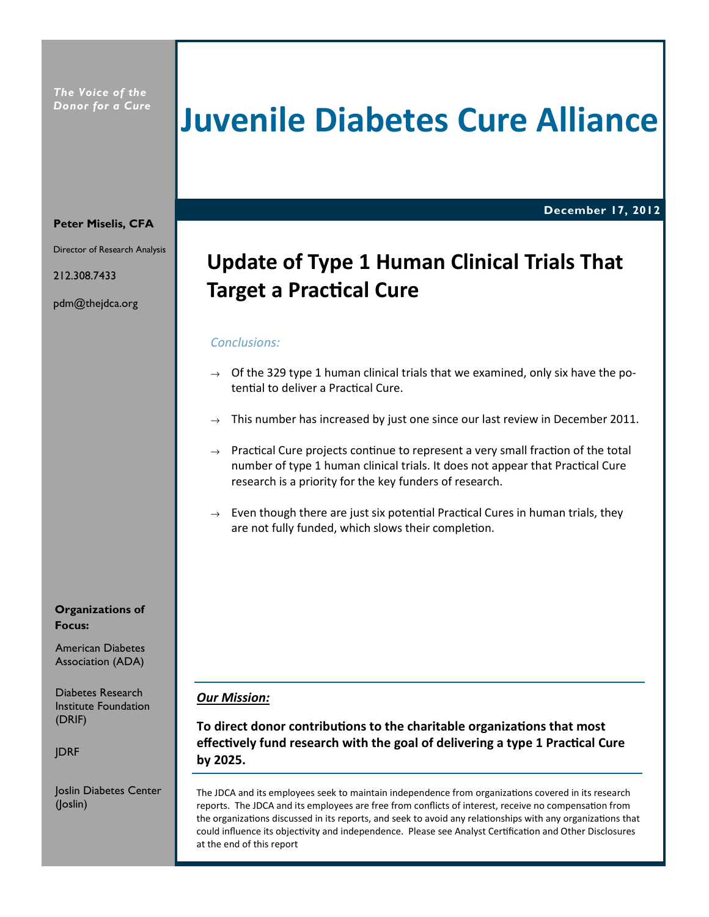*The Voice of the Donor for a Cure*

# Juvenile Diabetes Cure Alliance

**December 17, 2012**

**Peter Miselis, CFA**

Director of Research Analysis

212.308.7433

pdm@thejdca.org

## Update of Type 1 Human Clinical Trials That Target a Practical Cure

*Conclusions:*

→ Of the 329 type 1 human clinical trials that we examined, only six have the potential to deliver a Practical Cure.

→ This number has increased by just one since our last review in December 2011.

→ Practical Cure projects continue to represent a very small fraction of the total number of type 1 human clinical trials. It does not appear that Practical Cure research is a priority for the key funders of research.

→ Even though there are just six potential Practical Cures in human trials, they are not fully funded, which slows their completion.

**Organizations of Focus:**

American Diabetes Association (ADA)

Diabetes Research Institute Foundation (DRIF)

JDRF

Joslin Diabetes Center (Joslin)

***Our Mission:***

**To direct donor contributions to the charitable organizations that most effectively fund research with the goal of delivering a type 1 Practical Cure by 2025.**

The JDCA and its employees seek to maintain independence from organizations covered in its research reports. The JDCA and its employees are free from conflicts of interest, receive no compensation from the organizations discussed in its reports, and seek to avoid any relationships with any organizations that could influence its objectivity and independence. Please see Analyst Certification and Other Disclosures at the end of this report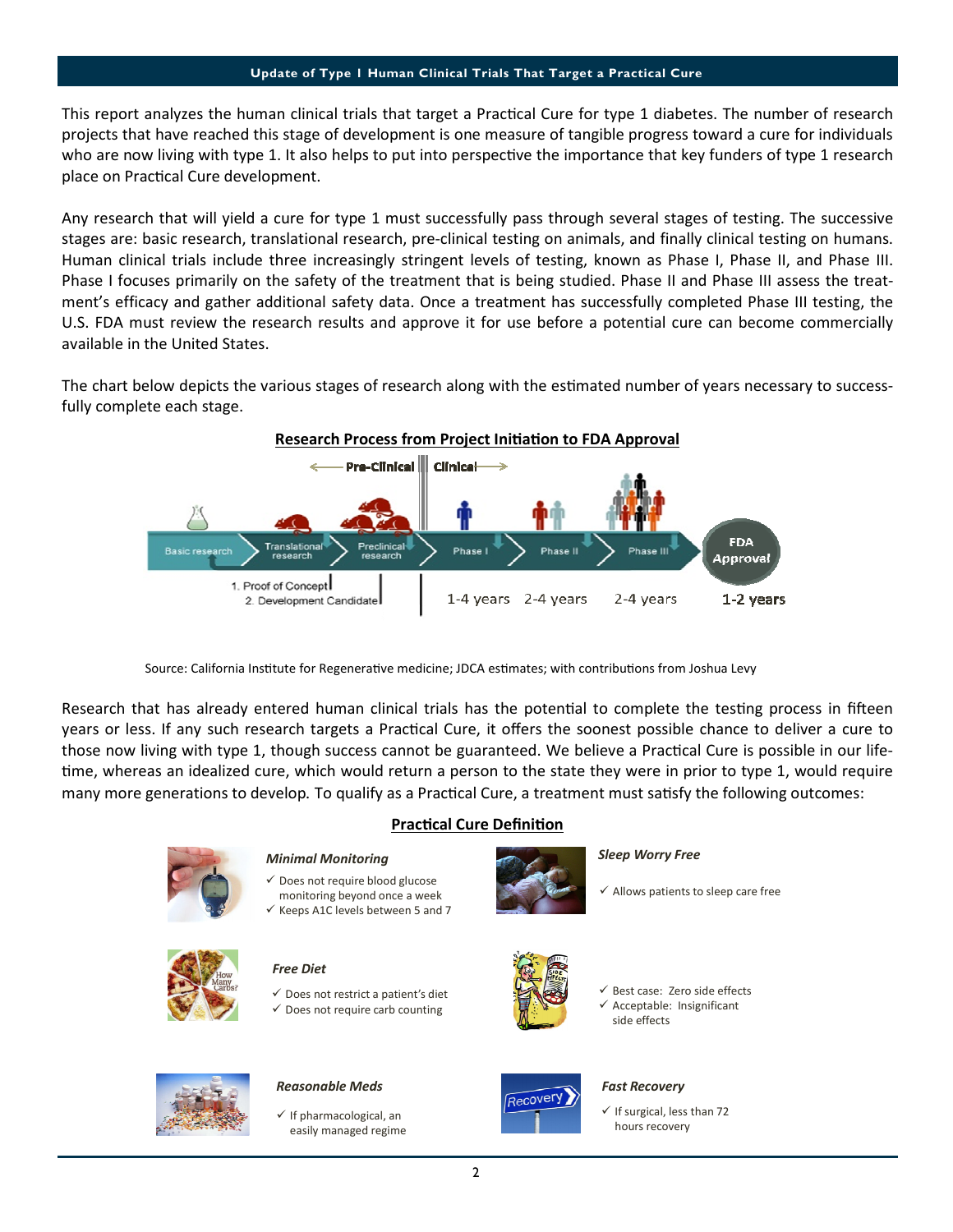## Update of Type I Human Clinical Trials That Target a Practical Cure

This report analyzes the human clinical trials that target a Practical Cure for type 1 diabetes. The number of research projects that have reached this stage of development is one measure of tangible progress toward a cure for individuals who are now living with type 1. It also helps to put into perspective the importance that key funders of type 1 research place on Practical Cure development.

Any research that will yield a cure for type 1 must successfully pass through several stages of testing. The successive stages are: basic research, translational research, pre-clinical testing on animals, and finally clinical testing on humans. Human clinical trials include three increasingly stringent levels of testing, known as Phase I, Phase II, and Phase III. Phase I focuses primarily on the safety of the treatment that is being studied. Phase II and Phase III assess the treatment's efficacy and gather additional safety data. Once a treatment has successfully completed Phase III testing, the U.S. FDA must review the research results and approve it for use before a potential cure can become commercially available in the United States.

The chart below depicts the various stages of research along with the estimated number of years necessary to successfully complete each stage.

**Research Process from Project Initiation to FDA Approval**

| | Pre-Clinical | | Clinical | | | |
|---|---|---|---|---|---|---|
| Basic research | Translational research | Preclinical research | Phase I | Phase II | Phase III | FDA Approval |
| | 1. Proof of Concept | 2. Development Candidate | 1-4 years | 2-4 years | 2-4 years | 1-2 years |

Source: California Institute for Regenerative medicine; JDCA estimates; with contributions from Joshua Levy

Research that has already entered human clinical trials has the potential to complete the testing process in fifteen years or less. If any such research targets a Practical Cure, it offers the soonest possible chance to deliver a cure to those now living with type 1, though success cannot be guaranteed. We believe a Practical Cure is possible in our lifetime, whereas an idealized cure, which would return a person to the state they were in prior to type 1, would require many more generations to develop. To qualify as a Practical Cure, a treatment must satisfy the following outcomes:

**Practical Cure Definition**

***Minimal Monitoring***
- ✓ Does not require blood glucose monitoring beyond once a week
- ✓ Keeps A1C levels between 5 and 7

***Sleep Worry Free***
- ✓ Allows patients to sleep care free

***Free Diet***
- ✓ Does not restrict a patient's diet
- ✓ Does not require carb counting

***Side Effects***
- ✓ Best case: Zero side effects
- ✓ Acceptable: Insignificant side effects

***Reasonable Meds***
- ✓ If pharmacological, an easily managed regime

***Fast Recovery***
- ✓ If surgical, less than 72 hours recovery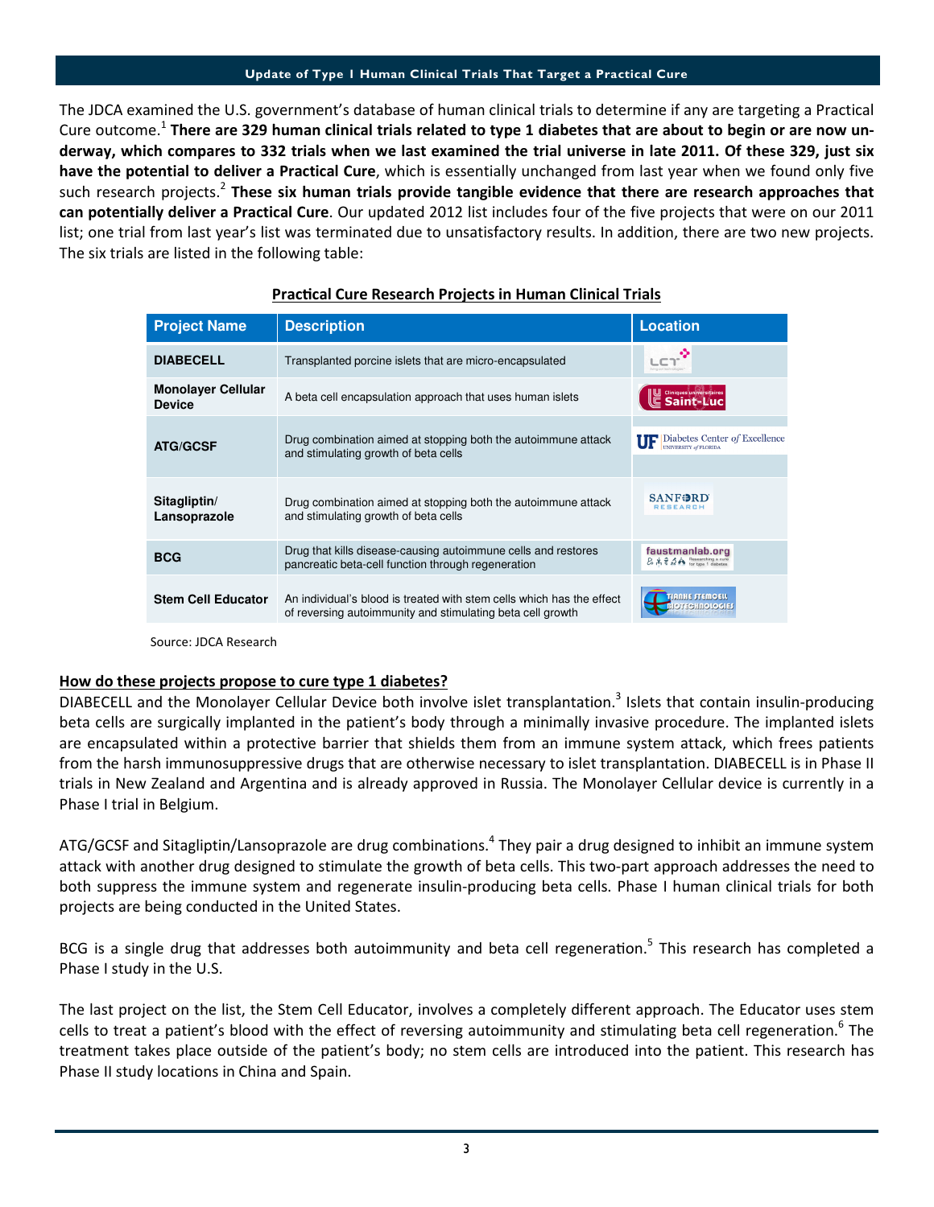## Update of Type I Human Clinical Trials That Target a Practical Cure

The JDCA examined the U.S. government's database of human clinical trials to determine if any are targeting a Practical Cure outcome.[1] **There are 329 human clinical trials related to type 1 diabetes that are about to begin or are now underway, which compares to 332 trials when we last examined the trial universe in late 2011. Of these 329, just six have the potential to deliver a Practical Cure**, which is essentially unchanged from last year when we found only five such research projects.[2] **These six human trials provide tangible evidence that there are research approaches that can potentially deliver a Practical Cure**. Our updated 2012 list includes four of the five projects that were on our 2011 list; one trial from last year's list was terminated due to unsatisfactory results. In addition, there are two new projects. The six trials are listed in the following table:

**Practical Cure Research Projects in Human Clinical Trials**

| Project Name | Description | Location |
|---|---|---|
| **DIABECELL** | Transplanted porcine islets that are micro-encapsulated | LCT |
| **Monolayer Cellular Device** | A beta cell encapsulation approach that uses human islets | Cliniques universitaires Saint-Luc |
| **ATG/GCSF** | Drug combination aimed at stopping both the autoimmune attack and stimulating growth of beta cells | UF Diabetes Center of Excellence, University of Florida |
| **Sitagliptin/ Lansoprazole** | Drug combination aimed at stopping both the autoimmune attack and stimulating growth of beta cells | Sanford Research |
| **BCG** | Drug that kills disease-causing autoimmune cells and restores pancreatic beta-cell function through regeneration | faustmanlab.org |
| **Stem Cell Educator** | An individual's blood is treated with stem cells which has the effect of reversing autoimmunity and stimulating beta cell growth | Tianhe Stemcell Biotechnologies |

Source: JDCA Research

### How do these projects propose to cure type 1 diabetes?

DIABECELL and the Monolayer Cellular Device both involve islet transplantation.[3] Islets that contain insulin-producing beta cells are surgically implanted in the patient's body through a minimally invasive procedure. The implanted islets are encapsulated within a protective barrier that shields them from an immune system attack, which frees patients from the harsh immunosuppressive drugs that are otherwise necessary to islet transplantation. DIABECELL is in Phase II trials in New Zealand and Argentina and is already approved in Russia. The Monolayer Cellular device is currently in a Phase I trial in Belgium.

ATG/GCSF and Sitagliptin/Lansoprazole are drug combinations.[4] They pair a drug designed to inhibit an immune system attack with another drug designed to stimulate the growth of beta cells. This two-part approach addresses the need to both suppress the immune system and regenerate insulin-producing beta cells. Phase I human clinical trials for both projects are being conducted in the United States.

BCG is a single drug that addresses both autoimmunity and beta cell regeneration.[5] This research has completed a Phase I study in the U.S.

The last project on the list, the Stem Cell Educator, involves a completely different approach. The Educator uses stem cells to treat a patient's blood with the effect of reversing autoimmunity and stimulating beta cell regeneration.[6] The treatment takes place outside of the patient's body; no stem cells are introduced into the patient. This research has Phase II study locations in China and Spain.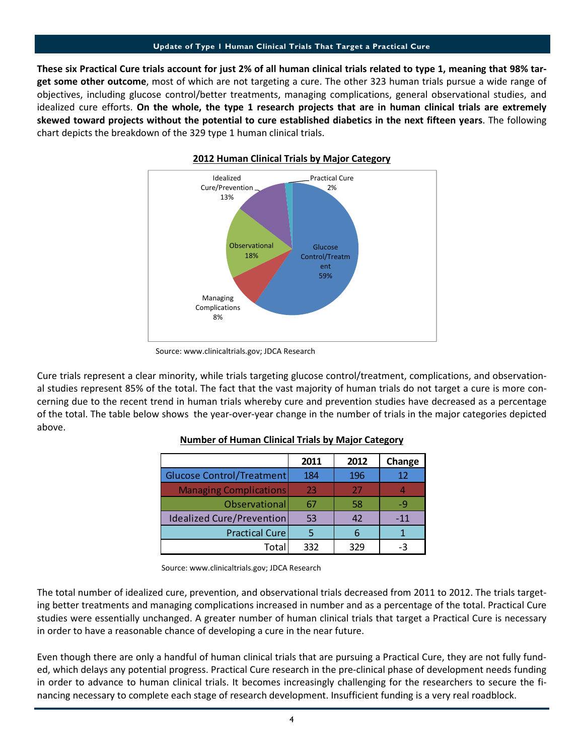These six Practical Cure trials account for just 2% of all human clinical trials related to type 1, meaning that 98% target some other outcome**, most of which are not targeting a cure. The other 323 human trials pursue a wide range of objectives, including glucose control/better treatments, managing complications, general observational studies, and idealized cure efforts. **On the whole, the type 1 research projects that are in human clinical trials are extremely skewed toward projects without the potential to cure established diabetics in the next fifteen years**. The following chart depicts the breakdown of the 329 type 1 human clinical trials.

**2012 Human Clinical Trials by Major Category**

- Glucose Control/Treatment: 59%
- Observational: 18%
- Idealized Cure/Prevention: 13%
- Managing Complications: 8%
- Practical Cure: 2%

Source: www.clinicaltrials.gov; JDCA Research

Cure trials represent a clear minority, while trials targeting glucose control/treatment, complications, and observational studies represent 85% of the total. The fact that the vast majority of human trials do not target a cure is more concerning due to the recent trend in human trials whereby cure and prevention studies have decreased as a percentage of the total. The table below shows the year-over-year change in the number of trials in the major categories depicted above.

**Number of Human Clinical Trials by Major Category**

| | 2011 | 2012 | Change |
|---|---|---|---|
| Glucose Control/Treatment | 184 | 196 | 12 |
| Managing Complications | 23 | 27 | 4 |
| Observational | 67 | 58 | -9 |
| Idealized Cure/Prevention | 53 | 42 | -11 |
| Practical Cure | 5 | 6 | 1 |
| Total | 332 | 329 | -3 |

Source: www.clinicaltrials.gov; JDCA Research

The total number of idealized cure, prevention, and observational trials decreased from 2011 to 2012. The trials targeting better treatments and managing complications increased in number and as a percentage of the total. Practical Cure studies were essentially unchanged. A greater number of human clinical trials that target a Practical Cure is necessary in order to have a reasonable chance of developing a cure in the near future.

Even though there are only a handful of human clinical trials that are pursuing a Practical Cure, they are not fully funded, which delays any potential progress. Practical Cure research in the pre-clinical phase of development needs funding in order to advance to human clinical trials. It becomes increasingly challenging for the researchers to secure the financing necessary to complete each stage of research development. Insufficient funding is a very real roadblock.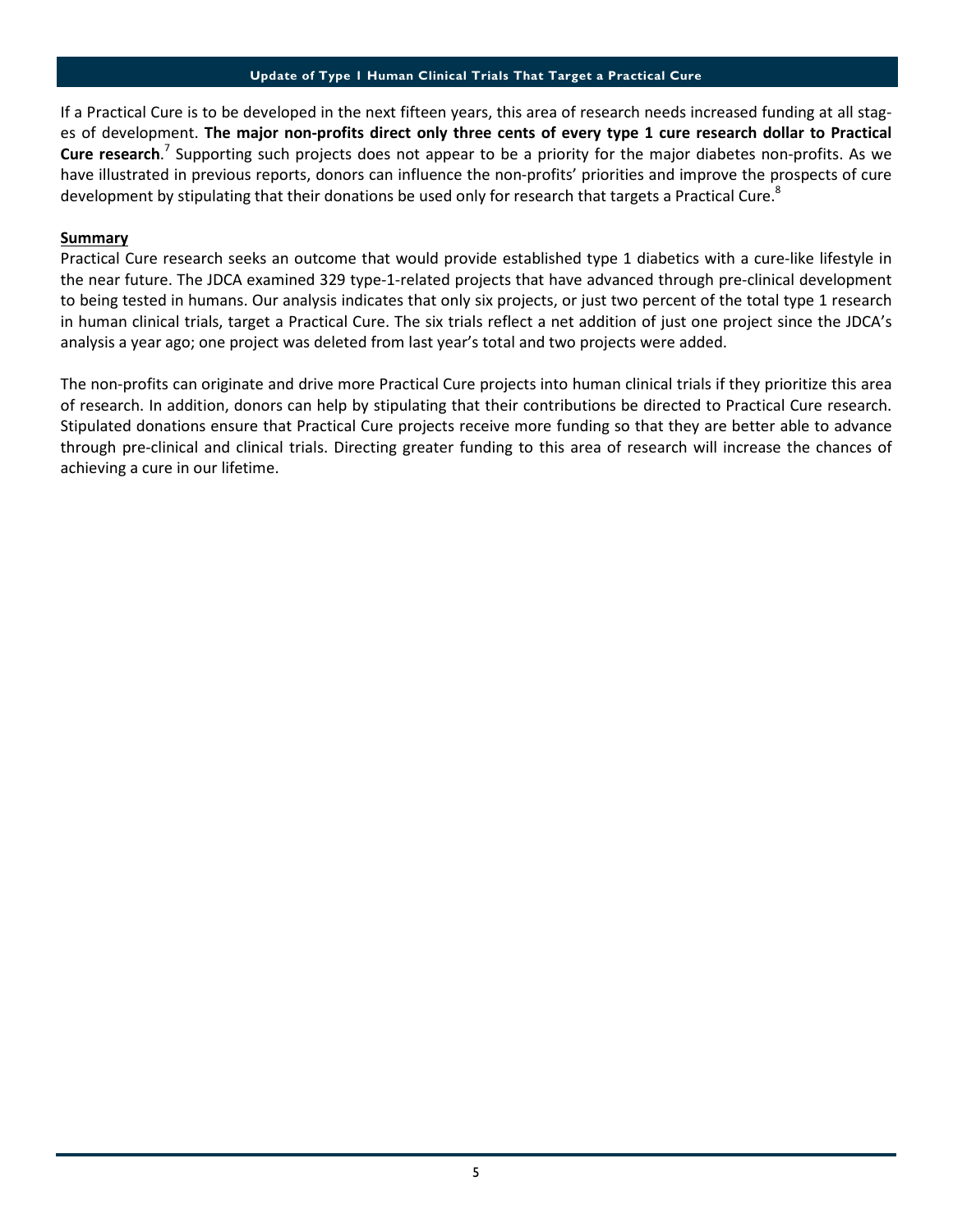If a Practical Cure is to be developed in the next fifteen years, this area of research needs increased funding at all stages of development. **The major non-profits direct only three cents of every type 1 cure research dollar to Practical Cure research**.[7] Supporting such projects does not appear to be a priority for the major diabetes non-profits. As we have illustrated in previous reports, donors can influence the non-profits' priorities and improve the prospects of cure development by stipulating that their donations be used only for research that targets a Practical Cure.[8]

## Summary

Practical Cure research seeks an outcome that would provide established type 1 diabetics with a cure-like lifestyle in the near future. The JDCA examined 329 type-1-related projects that have advanced through pre-clinical development to being tested in humans. Our analysis indicates that only six projects, or just two percent of the total type 1 research in human clinical trials, target a Practical Cure. The six trials reflect a net addition of just one project since the JDCA's analysis a year ago; one project was deleted from last year's total and two projects were added.

The non-profits can originate and drive more Practical Cure projects into human clinical trials if they prioritize this area of research. In addition, donors can help by stipulating that their contributions be directed to Practical Cure research. Stipulated donations ensure that Practical Cure projects receive more funding so that they are better able to advance through pre-clinical and clinical trials. Directing greater funding to this area of research will increase the chances of achieving a cure in our lifetime.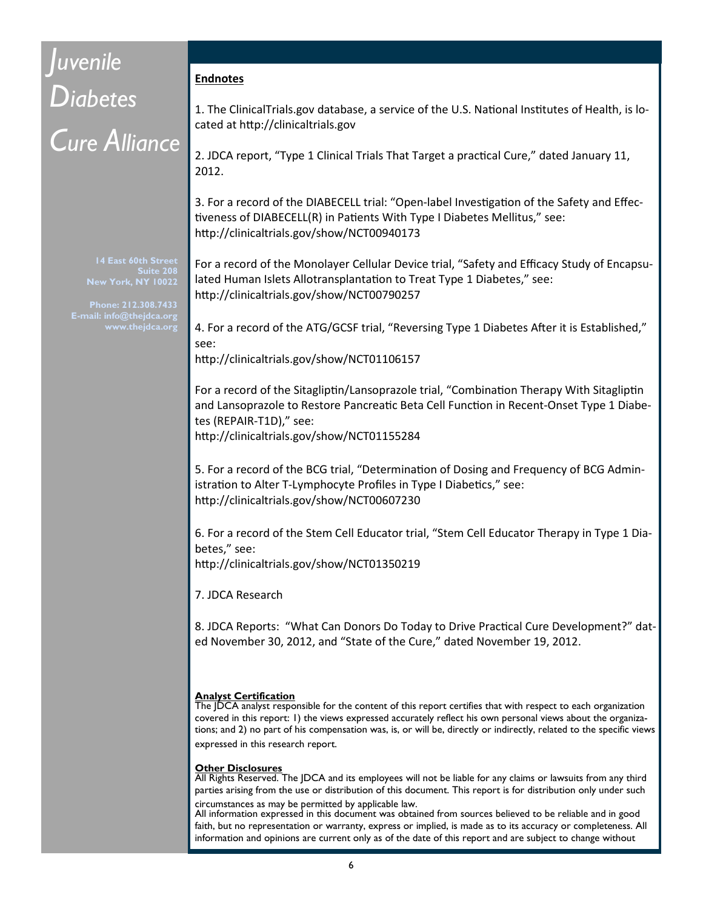# Juvenile Diabetes Cure Alliance

14 East 60th Street
Suite 208
New York, NY 10022

Phone: 212.308.7433
E-mail: info@thejdca.org
www.thejdca.org

## Endnotes

1. The ClinicalTrials.gov database, a service of the U.S. National Institutes of Health, is located at http://clinicaltrials.gov

2. JDCA report, "Type 1 Clinical Trials That Target a practical Cure," dated January 11, 2012.

3. For a record of the DIABECELL trial: "Open-label Investigation of the Safety and Effectiveness of DIABECELL(R) in Patients With Type I Diabetes Mellitus," see: http://clinicaltrials.gov/show/NCT00940173

For a record of the Monolayer Cellular Device trial, "Safety and Efficacy Study of Encapsulated Human Islets Allotransplantation to Treat Type 1 Diabetes," see: http://clinicaltrials.gov/show/NCT00790257

4. For a record of the ATG/GCSF trial, "Reversing Type 1 Diabetes After it is Established," see:
http://clinicaltrials.gov/show/NCT01106157

For a record of the Sitagliptin/Lansoprazole trial, "Combination Therapy With Sitagliptin and Lansoprazole to Restore Pancreatic Beta Cell Function in Recent-Onset Type 1 Diabetes (REPAIR-T1D)," see:
http://clinicaltrials.gov/show/NCT01155284

5. For a record of the BCG trial, "Determination of Dosing and Frequency of BCG Administration to Alter T-Lymphocyte Profiles in Type I Diabetics," see:
http://clinicaltrials.gov/show/NCT00607230

6. For a record of the Stem Cell Educator trial, "Stem Cell Educator Therapy in Type 1 Diabetes," see:
http://clinicaltrials.gov/show/NCT01350219

7. JDCA Research

8. JDCA Reports: "What Can Donors Do Today to Drive Practical Cure Development?" dated November 30, 2012, and "State of the Cure," dated November 19, 2012.

**Analyst Certification**
The JDCA analyst responsible for the content of this report certifies that with respect to each organization covered in this report: 1) the views expressed accurately reflect his own personal views about the organizations; and 2) no part of his compensation was, is, or will be, directly or indirectly, related to the specific views expressed in this research report.

**Other Disclosures**
All Rights Reserved. The JDCA and its employees will not be liable for any claims or lawsuits from any third parties arising from the use or distribution of this document. This report is for distribution only under such circumstances as may be permitted by applicable law.
All information expressed in this document was obtained from sources believed to be reliable and in good faith, but no representation or warranty, express or implied, is made as to its accuracy or completeness. All information and opinions are current only as of the date of this report and are subject to change without